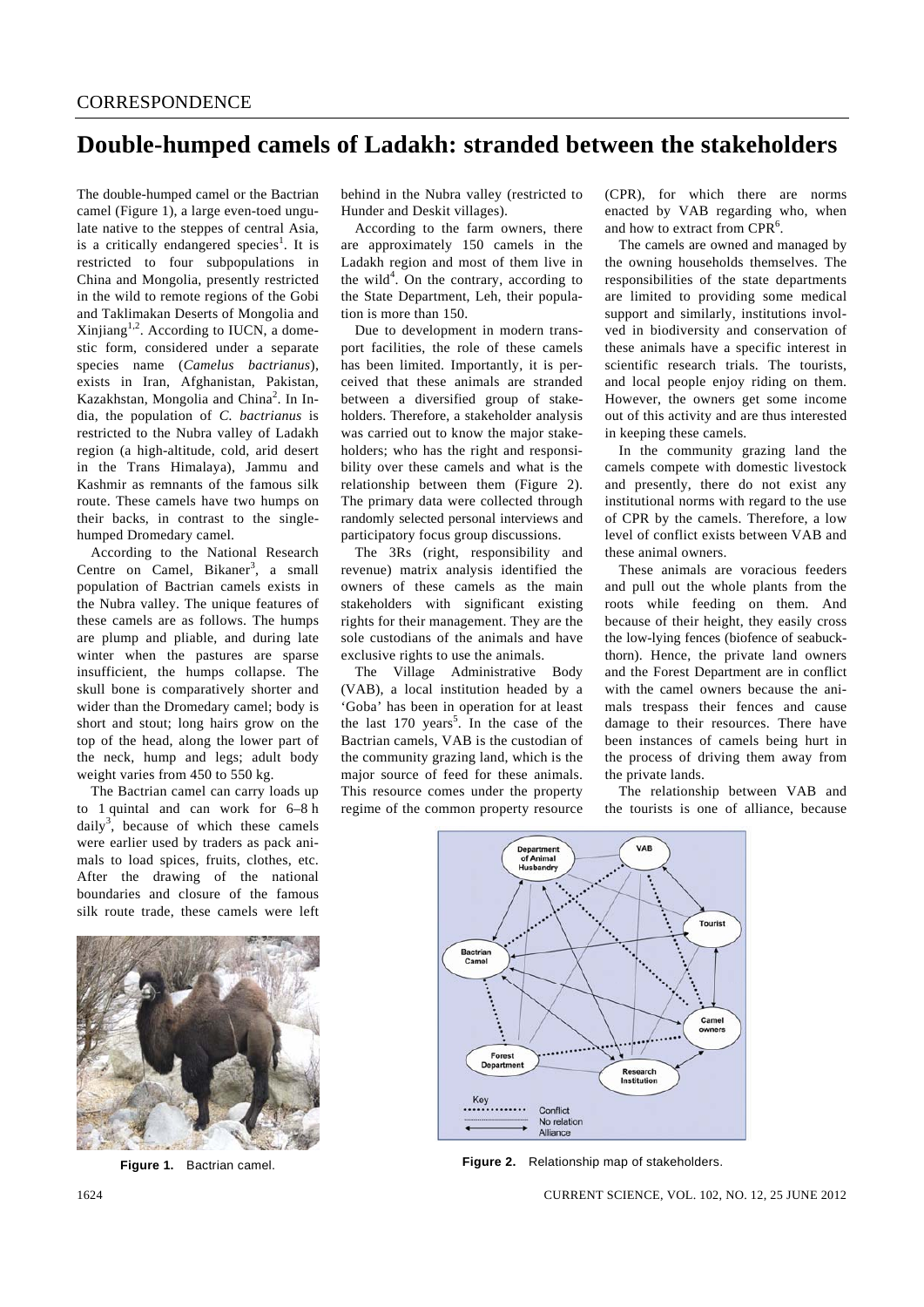CORRESPONDENCE

# Double-humped camels of Ladakh: stranded between the stakeholders

The double-humped camel or the Bactrian camel (Figure 1), a large even-toed ungulate native to the steppes of central Asia, is a critically endangered species[1]. It is restricted to four subpopulations in China and Mongolia, presently restricted in the wild to remote regions of the Gobi and Taklimakan Deserts of Mongolia and Xinjiang[1,2]. According to IUCN, a domestic form, considered under a separate species name (*Camelus bactrianus*), exists in Iran, Afghanistan, Pakistan, Kazakhstan, Mongolia and China[2]. In India, the population of *C. bactrianus* is restricted to the Nubra valley of Ladakh region (a high-altitude, cold, arid desert in the Trans Himalaya), Jammu and Kashmir as remnants of the famous silk route. These camels have two humps on their backs, in contrast to the single-humped Dromedary camel.

According to the National Research Centre on Camel, Bikaner[3], a small population of Bactrian camels exists in the Nubra valley. The unique features of these camels are as follows. The humps are plump and pliable, and during late winter when the pastures are sparse insufficient, the humps collapse. The skull bone is comparatively shorter and wider than the Dromedary camel; body is short and stout; long hairs grow on the top of the head, along the lower part of the neck, hump and legs; adult body weight varies from 450 to 550 kg.

The Bactrian camel can carry loads up to 1 quintal and can work for 6–8 h daily[3], because of which these camels were earlier used by traders as pack animals to load spices, fruits, clothes, etc. After the drawing of the national boundaries and closure of the famous silk route trade, these camels were left behind in the Nubra valley (restricted to Hunder and Deskit villages).

According to the farm owners, there are approximately 150 camels in the Ladakh region and most of them live in the wild[4]. On the contrary, according to the State Department, Leh, their population is more than 150.

Due to development in modern transport facilities, the role of these camels has been limited. Importantly, it is perceived that these animals are stranded between a diversified group of stakeholders. Therefore, a stakeholder analysis was carried out to know the major stakeholders; who has the right and responsibility over these camels and what is the relationship between them (Figure 2). The primary data were collected through randomly selected personal interviews and participatory focus group discussions.

The 3Rs (right, responsibility and revenue) matrix analysis identified the owners of these camels as the main stakeholders with significant existing rights for their management. They are the sole custodians of the animals and have exclusive rights to use the animals.

The Village Administrative Body (VAB), a local institution headed by a 'Goba' has been in operation for at least the last 170 years[5]. In the case of the Bactrian camels, VAB is the custodian of the community grazing land, which is the major source of feed for these animals. This resource comes under the property regime of the common property resource (CPR), for which there are norms enacted by VAB regarding who, when and how to extract from CPR[6].

The camels are owned and managed by the owning households themselves. The responsibilities of the state departments are limited to providing some medical support and similarly, institutions involved in biodiversity and conservation of these animals have a specific interest in scientific research trials. The tourists, and local people enjoy riding on them. However, the owners get some income out of this activity and are thus interested in keeping these camels.

In the community grazing land the camels compete with domestic livestock and presently, there do not exist any institutional norms with regard to the use of CPR by the camels. Therefore, a low level of conflict exists between VAB and these animal owners.

These animals are voracious feeders and pull out the whole plants from the roots while feeding on them. And because of their height, they easily cross the low-lying fences (biofence of seabuckthorn). Hence, the private land owners and the Forest Department are in conflict with the camel owners because the animals trespass their fences and cause damage to their resources. There have been instances of camels being hurt in the process of driving them away from the private lands.

The relationship between VAB and the tourists is one of alliance, because

Figure 1. Bactrian camel.

Figure 2. Relationship map of stakeholders.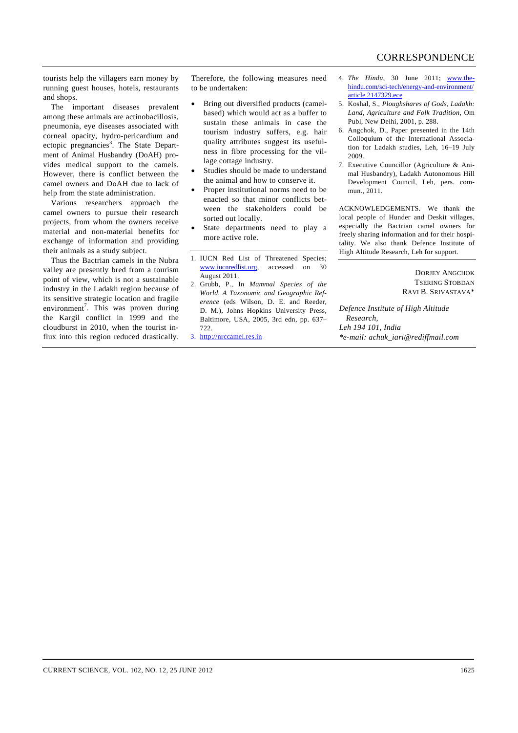tourists help the villagers earn money by running guest houses, hotels, restaurants and shops.

The important diseases prevalent among these animals are actinobacillosis, pneumonia, eye diseases associated with corneal opacity, hydro-pericardium and ectopic pregnancies[3]. The State Department of Animal Husbandry (DoAH) provides medical support to the camels. However, there is conflict between the camel owners and DoAH due to lack of help from the state administration.

Various researchers approach the camel owners to pursue their research projects, from whom the owners receive material and non-material benefits for exchange of information and providing their animals as a study subject.

Thus the Bactrian camels in the Nubra valley are presently bred from a tourism point of view, which is not a sustainable industry in the Ladakh region because of its sensitive strategic location and fragile environment[7]. This was proven during the Kargil conflict in 1999 and the cloudburst in 2010, when the tourist influx into this region reduced drastically. Therefore, the following measures need to be undertaken:

- Bring out diversified products (camel-based) which would act as a buffer to sustain these animals in case the tourism industry suffers, e.g. hair quality attributes suggest its usefulness in fibre processing for the village cottage industry.
- Studies should be made to understand the animal and how to conserve it.
- Proper institutional norms need to be enacted so that minor conflicts between the stakeholders could be sorted out locally.
- State departments need to play a more active role.

1. IUCN Red List of Threatened Species; www.iucnredlist.org, accessed on 30 August 2011.
2. Grubb, P., In *Mammal Species of the World. A Taxonomic and Geographic Reference* (eds Wilson, D. E. and Reeder, D. M.), Johns Hopkins University Press, Baltimore, USA, 2005, 3rd edn, pp. 637–722.
3. http://nrccamel.res.in
4. *The Hindu*, 30 June 2011; www.thehindu.com/sci-tech/energy-and-environment/article 2147329.ece
5. Koshal, S., *Ploughshares of Gods, Ladakh: Land, Agriculture and Folk Tradition*, Om Publ, New Delhi, 2001, p. 288.
6. Angchok, D., Paper presented in the 14th Colloquium of the International Association for Ladakh studies, Leh, 16–19 July 2009.
7. Executive Councillor (Agriculture & Animal Husbandry), Ladakh Autonomous Hill Development Council, Leh, pers. commun., 2011.

ACKNOWLEDGEMENTS. We thank the local people of Hunder and Deskit villages, especially the Bactrian camel owners for freely sharing information and for their hospitality. We also thank Defence Institute of High Altitude Research, Leh for support.

DORJEY ANGCHOK
TSERING STOBDAN
RAVI B. SRIVASTAVA*

*Defence Institute of High Altitude Research,*
*Leh 194 101, India*
*\*e-mail: achuk_iari@rediffmail.com*